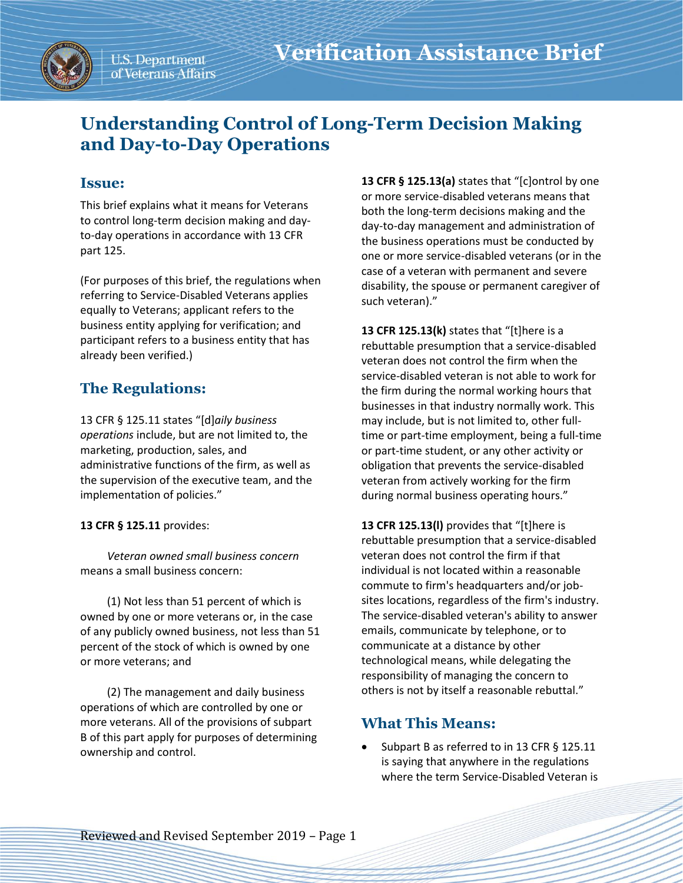# Verification Assistance Brief

## Understanding Control of Long-Term Decision Making and Day-to-Day Operations

### Issue:

This brief explains what it means for Veterans to control long-term decision making and day-to-day operations in accordance with 13 CFR part 125.

(For purposes of this brief, the regulations when referring to Service-Disabled Veterans applies equally to Veterans; applicant refers to the business entity applying for verification; and participant refers to a business entity that has already been verified.)

### The Regulations:

13 CFR § 125.11 states "[d]*aily business operations* include, but are not limited to, the marketing, production, sales, and administrative functions of the firm, as well as the supervision of the executive team, and the implementation of policies."

**13 CFR § 125.11** provides:

*Veteran owned small business concern* means a small business concern:

(1) Not less than 51 percent of which is owned by one or more veterans or, in the case of any publicly owned business, not less than 51 percent of the stock of which is owned by one or more veterans; and

(2) The management and daily business operations of which are controlled by one or more veterans. All of the provisions of subpart B of this part apply for purposes of determining ownership and control.

**13 CFR § 125.13(a)** states that "[c]ontrol by one or more service-disabled veterans means that both the long-term decisions making and the day-to-day management and administration of the business operations must be conducted by one or more service-disabled veterans (or in the case of a veteran with permanent and severe disability, the spouse or permanent caregiver of such veteran)."

**13 CFR 125.13(k)** states that "[t]here is a rebuttable presumption that a service-disabled veteran does not control the firm when the service-disabled veteran is not able to work for the firm during the normal working hours that businesses in that industry normally work. This may include, but is not limited to, other full-time or part-time employment, being a full-time or part-time student, or any other activity or obligation that prevents the service-disabled veteran from actively working for the firm during normal business operating hours."

**13 CFR 125.13(l)** provides that "[t]here is rebuttable presumption that a service-disabled veteran does not control the firm if that individual is not located within a reasonable commute to firm's headquarters and/or job-sites locations, regardless of the firm's industry. The service-disabled veteran's ability to answer emails, communicate by telephone, or to communicate at a distance by other technological means, while delegating the responsibility of managing the concern to others is not by itself a reasonable rebuttal."

### What This Means:

- Subpart B as referred to in 13 CFR § 125.11 is saying that anywhere in the regulations where the term Service-Disabled Veteran is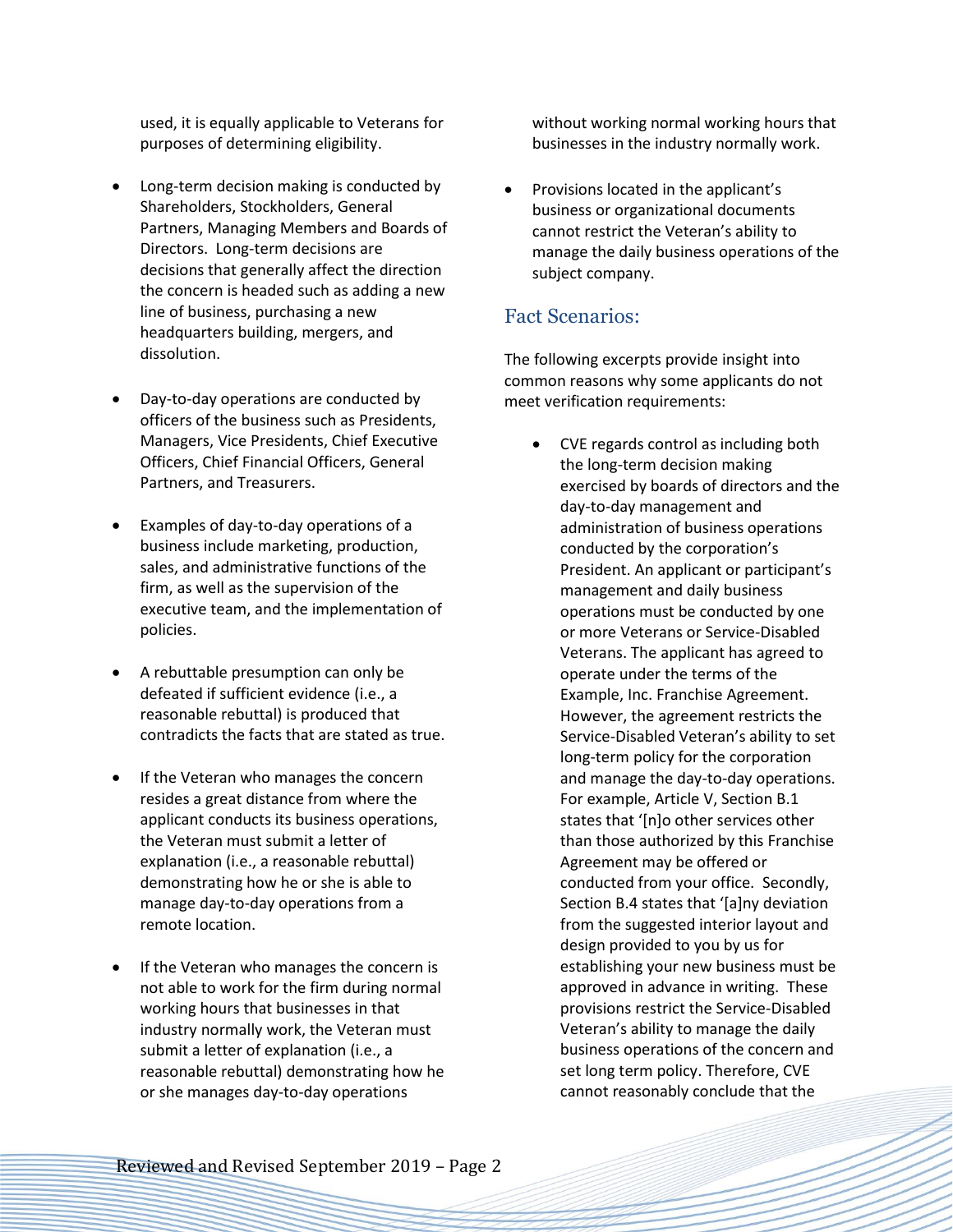used, it is equally applicable to Veterans for purposes of determining eligibility.

- Long-term decision making is conducted by Shareholders, Stockholders, General Partners, Managing Members and Boards of Directors. Long-term decisions are decisions that generally affect the direction the concern is headed such as adding a new line of business, purchasing a new headquarters building, mergers, and dissolution.

- Day-to-day operations are conducted by officers of the business such as Presidents, Managers, Vice Presidents, Chief Executive Officers, Chief Financial Officers, General Partners, and Treasurers.

- Examples of day-to-day operations of a business include marketing, production, sales, and administrative functions of the firm, as well as the supervision of the executive team, and the implementation of policies.

- A rebuttable presumption can only be defeated if sufficient evidence (i.e., a reasonable rebuttal) is produced that contradicts the facts that are stated as true.

- If the Veteran who manages the concern resides a great distance from where the applicant conducts its business operations, the Veteran must submit a letter of explanation (i.e., a reasonable rebuttal) demonstrating how he or she is able to manage day-to-day operations from a remote location.

- If the Veteran who manages the concern is not able to work for the firm during normal working hours that businesses in that industry normally work, the Veteran must submit a letter of explanation (i.e., a reasonable rebuttal) demonstrating how he or she manages day-to-day operations without working normal working hours that businesses in the industry normally work.

- Provisions located in the applicant's business or organizational documents cannot restrict the Veteran's ability to manage the daily business operations of the subject company.

## Fact Scenarios:

The following excerpts provide insight into common reasons why some applicants do not meet verification requirements:

- CVE regards control as including both the long-term decision making exercised by boards of directors and the day-to-day management and administration of business operations conducted by the corporation's President. An applicant or participant's management and daily business operations must be conducted by one or more Veterans or Service-Disabled Veterans. The applicant has agreed to operate under the terms of the Example, Inc. Franchise Agreement. However, the agreement restricts the Service-Disabled Veteran's ability to set long-term policy for the corporation and manage the day-to-day operations. For example, Article V, Section B.1 states that '[n]o other services other than those authorized by this Franchise Agreement may be offered or conducted from your office. Secondly, Section B.4 states that '[a]ny deviation from the suggested interior layout and design provided to you by us for establishing your new business must be approved in advance in writing. These provisions restrict the Service-Disabled Veteran's ability to manage the daily business operations of the concern and set long term policy. Therefore, CVE cannot reasonably conclude that the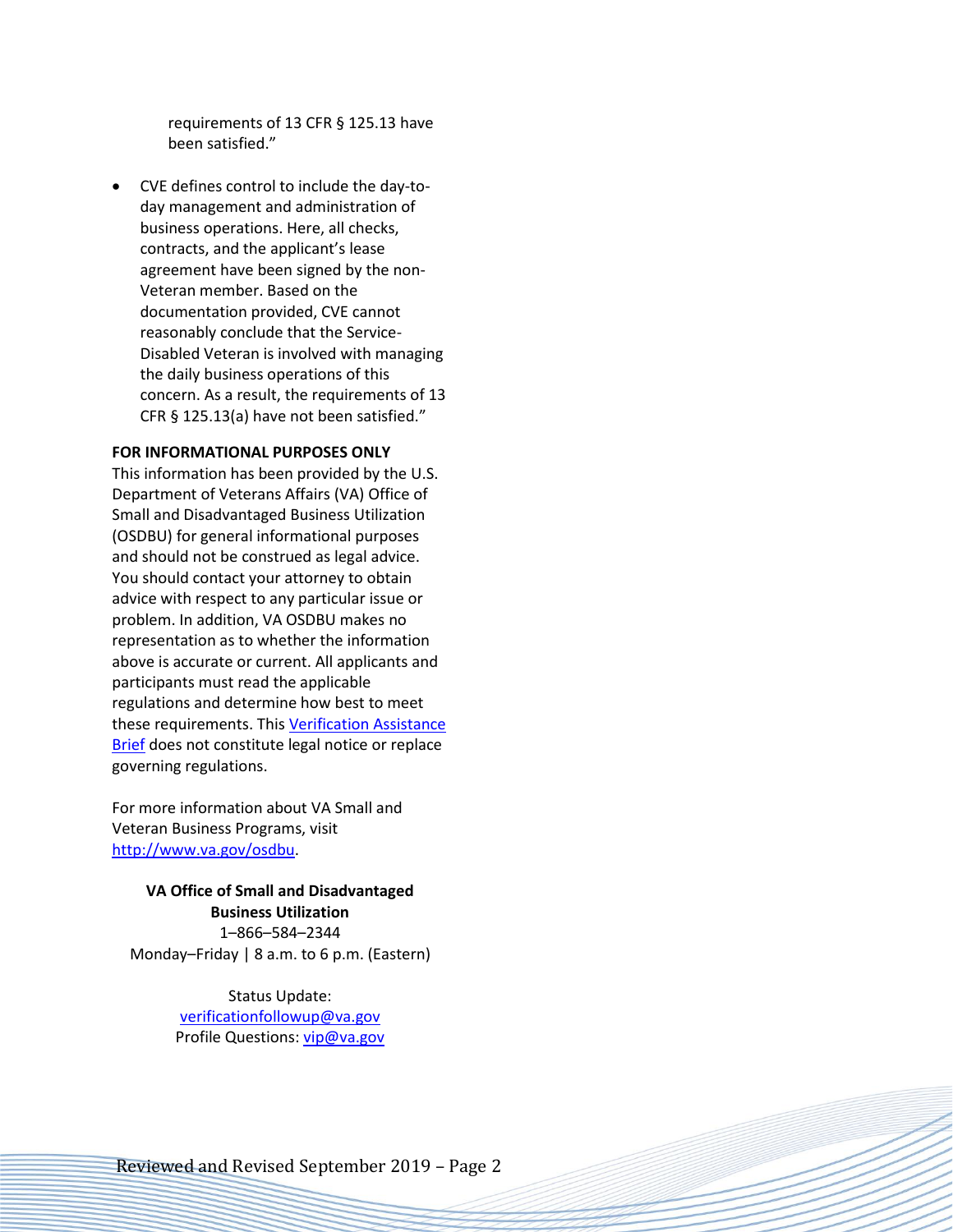requirements of 13 CFR § 125.13 have been satisfied."

- CVE defines control to include the day-to-day management and administration of business operations. Here, all checks, contracts, and the applicant's lease agreement have been signed by the non-Veteran member. Based on the documentation provided, CVE cannot reasonably conclude that the Service-Disabled Veteran is involved with managing the daily business operations of this concern. As a result, the requirements of 13 CFR § 125.13(a) have not been satisfied."

**FOR INFORMATIONAL PURPOSES ONLY**

This information has been provided by the U.S. Department of Veterans Affairs (VA) Office of Small and Disadvantaged Business Utilization (OSDBU) for general informational purposes and should not be construed as legal advice. You should contact your attorney to obtain advice with respect to any particular issue or problem. In addition, VA OSDBU makes no representation as to whether the information above is accurate or current. All applicants and participants must read the applicable regulations and determine how best to meet these requirements. This Verification Assistance Brief does not constitute legal notice or replace governing regulations.

For more information about VA Small and Veteran Business Programs, visit http://www.va.gov/osdbu.

**VA Office of Small and Disadvantaged Business Utilization**

1–866–584–2344

Monday–Friday | 8 a.m. to 6 p.m. (Eastern)

Status Update: verificationfollowup@va.gov

Profile Questions: vip@va.gov

Reviewed and Revised September 2019